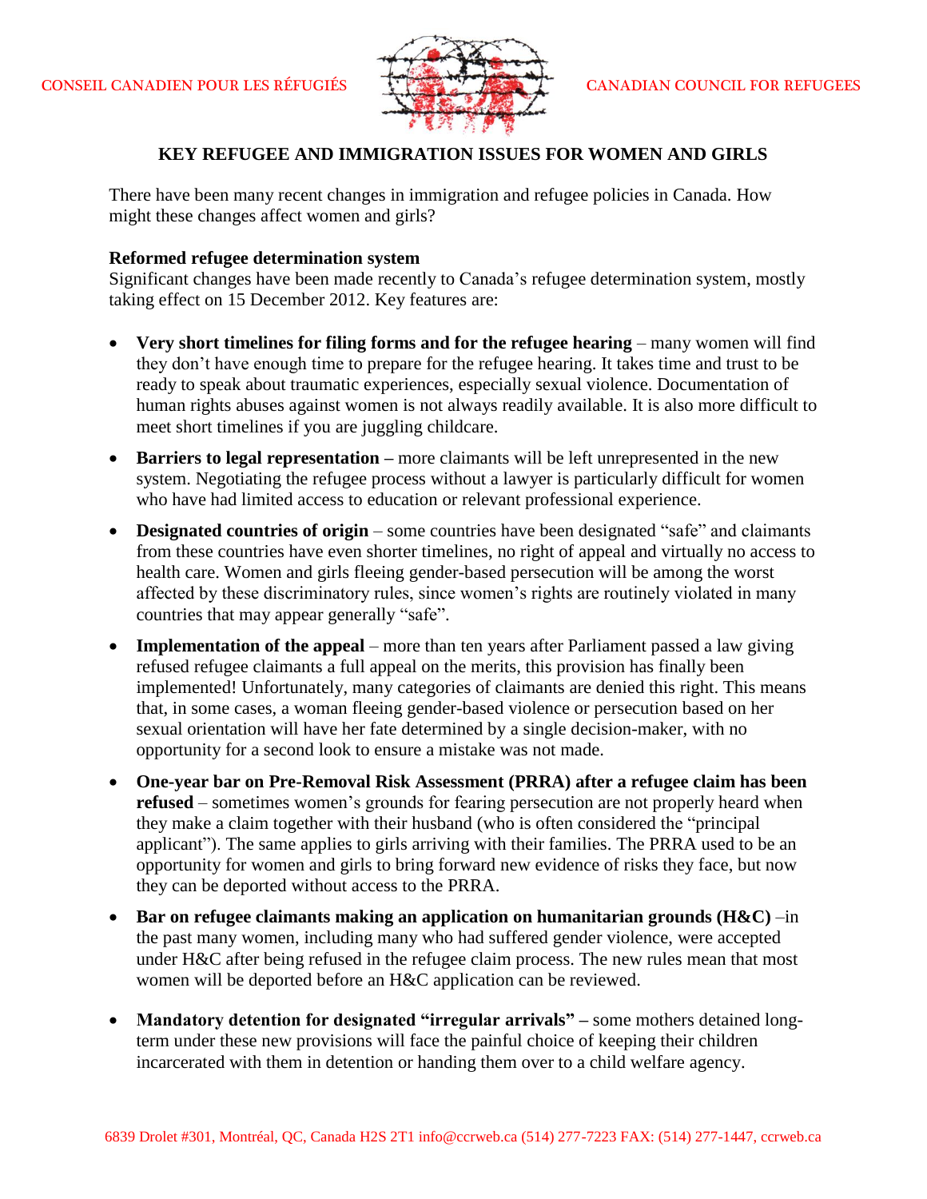CONSEIL CANADIEN POUR LES RÉFUGIÉS CANADIAN COUNCIL FOR REFUGEES

# KEY REFUGEE AND IMMIGRATION ISSUES FOR WOMEN AND GIRLS

There have been many recent changes in immigration and refugee policies in Canada. How might these changes affect women and girls?

### Reformed refugee determination system

Significant changes have been made recently to Canada's refugee determination system, mostly taking effect on 15 December 2012. Key features are:

- **Very short timelines for filing forms and for the refugee hearing** – many women will find they don't have enough time to prepare for the refugee hearing. It takes time and trust to be ready to speak about traumatic experiences, especially sexual violence. Documentation of human rights abuses against women is not always readily available. It is also more difficult to meet short timelines if you are juggling childcare.
- **Barriers to legal representation –** more claimants will be left unrepresented in the new system. Negotiating the refugee process without a lawyer is particularly difficult for women who have had limited access to education or relevant professional experience.
- **Designated countries of origin** – some countries have been designated "safe" and claimants from these countries have even shorter timelines, no right of appeal and virtually no access to health care. Women and girls fleeing gender-based persecution will be among the worst affected by these discriminatory rules, since women's rights are routinely violated in many countries that may appear generally "safe".
- **Implementation of the appeal** – more than ten years after Parliament passed a law giving refused refugee claimants a full appeal on the merits, this provision has finally been implemented! Unfortunately, many categories of claimants are denied this right. This means that, in some cases, a woman fleeing gender-based violence or persecution based on her sexual orientation will have her fate determined by a single decision-maker, with no opportunity for a second look to ensure a mistake was not made.
- **One-year bar on Pre-Removal Risk Assessment (PRRA) after a refugee claim has been refused** – sometimes women's grounds for fearing persecution are not properly heard when they make a claim together with their husband (who is often considered the "principal applicant"). The same applies to girls arriving with their families. The PRRA used to be an opportunity for women and girls to bring forward new evidence of risks they face, but now they can be deported without access to the PRRA.
- **Bar on refugee claimants making an application on humanitarian grounds (H&C)** –in the past many women, including many who had suffered gender violence, were accepted under H&C after being refused in the refugee claim process. The new rules mean that most women will be deported before an H&C application can be reviewed.
- **Mandatory detention for designated "irregular arrivals" –** some mothers detained long-term under these new provisions will face the painful choice of keeping their children incarcerated with them in detention or handing them over to a child welfare agency.

6839 Drolet #301, Montréal, QC, Canada H2S 2T1 info@ccrweb.ca (514) 277-7223 FAX: (514) 277-1447, ccrweb.ca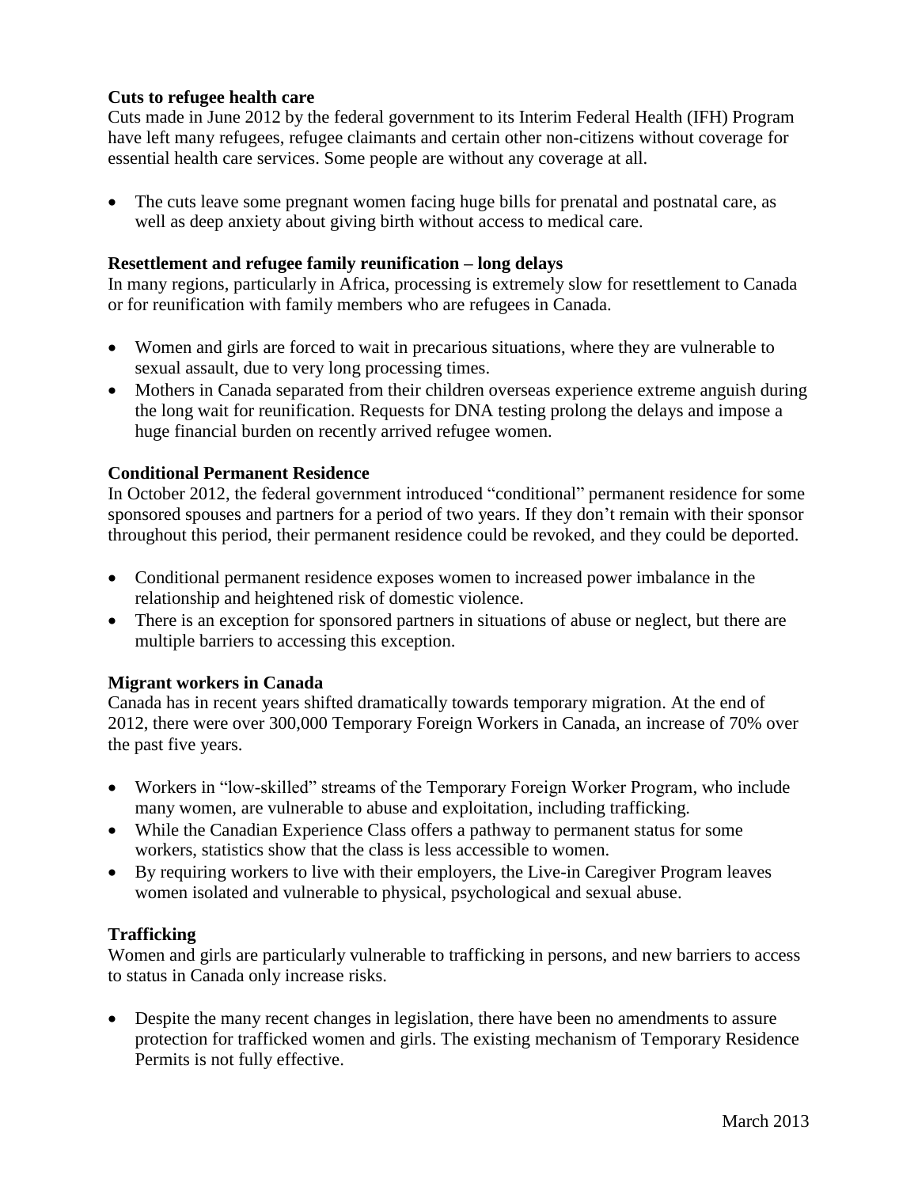**Cuts to refugee health care**

Cuts made in June 2012 by the federal government to its Interim Federal Health (IFH) Program have left many refugees, refugee claimants and certain other non-citizens without coverage for essential health care services. Some people are without any coverage at all.

- The cuts leave some pregnant women facing huge bills for prenatal and postnatal care, as well as deep anxiety about giving birth without access to medical care.

**Resettlement and refugee family reunification – long delays**

In many regions, particularly in Africa, processing is extremely slow for resettlement to Canada or for reunification with family members who are refugees in Canada.

- Women and girls are forced to wait in precarious situations, where they are vulnerable to sexual assault, due to very long processing times.
- Mothers in Canada separated from their children overseas experience extreme anguish during the long wait for reunification. Requests for DNA testing prolong the delays and impose a huge financial burden on recently arrived refugee women.

**Conditional Permanent Residence**

In October 2012, the federal government introduced "conditional" permanent residence for some sponsored spouses and partners for a period of two years. If they don't remain with their sponsor throughout this period, their permanent residence could be revoked, and they could be deported.

- Conditional permanent residence exposes women to increased power imbalance in the relationship and heightened risk of domestic violence.
- There is an exception for sponsored partners in situations of abuse or neglect, but there are multiple barriers to accessing this exception.

**Migrant workers in Canada**

Canada has in recent years shifted dramatically towards temporary migration. At the end of 2012, there were over 300,000 Temporary Foreign Workers in Canada, an increase of 70% over the past five years.

- Workers in "low-skilled" streams of the Temporary Foreign Worker Program, who include many women, are vulnerable to abuse and exploitation, including trafficking.
- While the Canadian Experience Class offers a pathway to permanent status for some workers, statistics show that the class is less accessible to women.
- By requiring workers to live with their employers, the Live-in Caregiver Program leaves women isolated and vulnerable to physical, psychological and sexual abuse.

**Trafficking**

Women and girls are particularly vulnerable to trafficking in persons, and new barriers to access to status in Canada only increase risks.

- Despite the many recent changes in legislation, there have been no amendments to assure protection for trafficked women and girls. The existing mechanism of Temporary Residence Permits is not fully effective.

March 2013